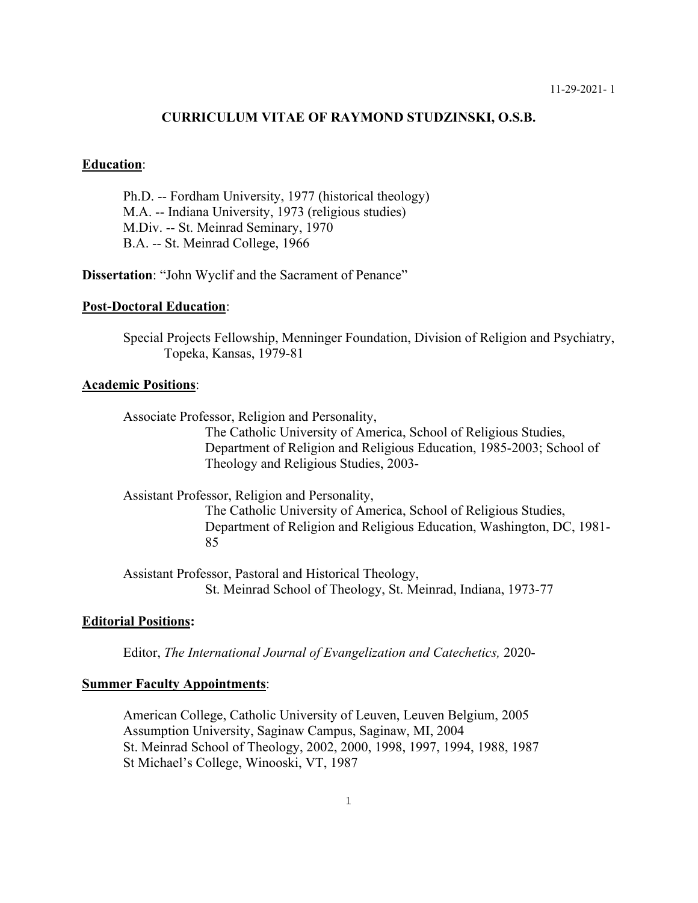# CURRICULUM VITAE OF RAYMOND STUDZINSKI, O.S.B.

## Education:

Ph.D. -- Fordham University, 1977 (historical theology)
M.A. -- Indiana University, 1973 (religious studies)
M.Div. -- St. Meinrad Seminary, 1970
B.A. -- St. Meinrad College, 1966

**Dissertation**: "John Wyclif and the Sacrament of Penance"

## Post-Doctoral Education:

Special Projects Fellowship, Menninger Foundation, Division of Religion and Psychiatry, Topeka, Kansas, 1979-81

## Academic Positions:

Associate Professor, Religion and Personality,
The Catholic University of America, School of Religious Studies, Department of Religion and Religious Education, 1985-2003; School of Theology and Religious Studies, 2003-

Assistant Professor, Religion and Personality,
The Catholic University of America, School of Religious Studies, Department of Religion and Religious Education, Washington, DC, 1981-85

Assistant Professor, Pastoral and Historical Theology,
St. Meinrad School of Theology, St. Meinrad, Indiana, 1973-77

## Editorial Positions:

Editor, *The International Journal of Evangelization and Catechetics,* 2020-

## Summer Faculty Appointments:

American College, Catholic University of Leuven, Leuven Belgium, 2005
Assumption University, Saginaw Campus, Saginaw, MI, 2004
St. Meinrad School of Theology, 2002, 2000, 1998, 1997, 1994, 1988, 1987
St Michael's College, Winooski, VT, 1987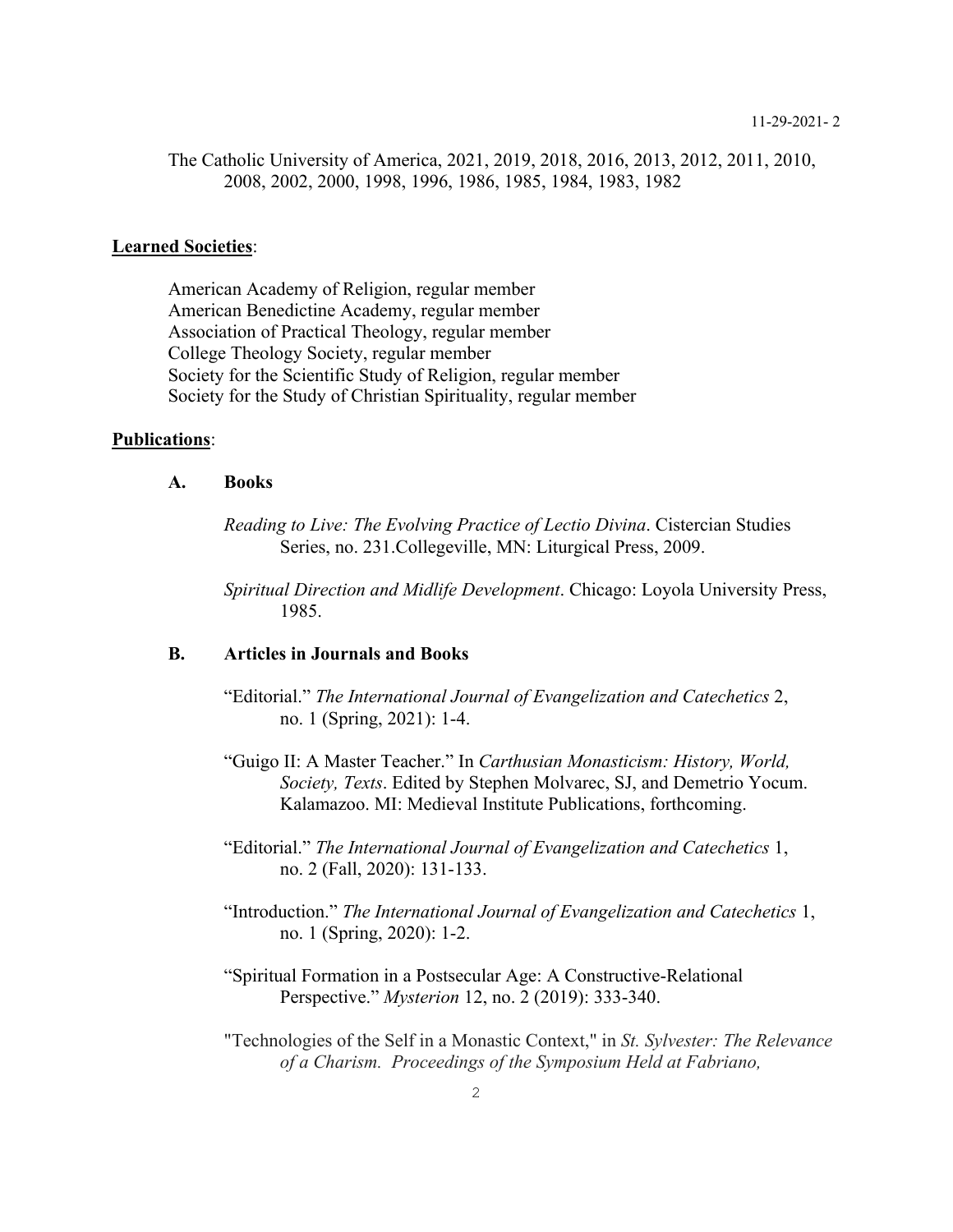The Catholic University of America, 2021, 2019, 2018, 2016, 2013, 2012, 2011, 2010, 2008, 2002, 2000, 1998, 1996, 1986, 1985, 1984, 1983, 1982

**Learned Societies**:

American Academy of Religion, regular member
American Benedictine Academy, regular member
Association of Practical Theology, regular member
College Theology Society, regular member
Society for the Scientific Study of Religion, regular member
Society for the Study of Christian Spirituality, regular member

**Publications**:

**A. Books**

*Reading to Live: The Evolving Practice of Lectio Divina*. Cistercian Studies Series, no. 231.Collegeville, MN: Liturgical Press, 2009.

*Spiritual Direction and Midlife Development*. Chicago: Loyola University Press, 1985.

**B. Articles in Journals and Books**

"Editorial." *The International Journal of Evangelization and Catechetics* 2, no. 1 (Spring, 2021): 1-4.

"Guigo II: A Master Teacher." In *Carthusian Monasticism: History, World, Society, Texts*. Edited by Stephen Molvarec, SJ, and Demetrio Yocum. Kalamazoo. MI: Medieval Institute Publications, forthcoming.

"Editorial." *The International Journal of Evangelization and Catechetics* 1, no. 2 (Fall, 2020): 131-133.

"Introduction." *The International Journal of Evangelization and Catechetics* 1, no. 1 (Spring, 2020): 1-2.

"Spiritual Formation in a Postsecular Age: A Constructive-Relational Perspective." *Mysterion* 12, no. 2 (2019): 333-340.

"Technologies of the Self in a Monastic Context," in *St. Sylvester: The Relevance of a Charism. Proceedings of the Symposium Held at Fabriano,*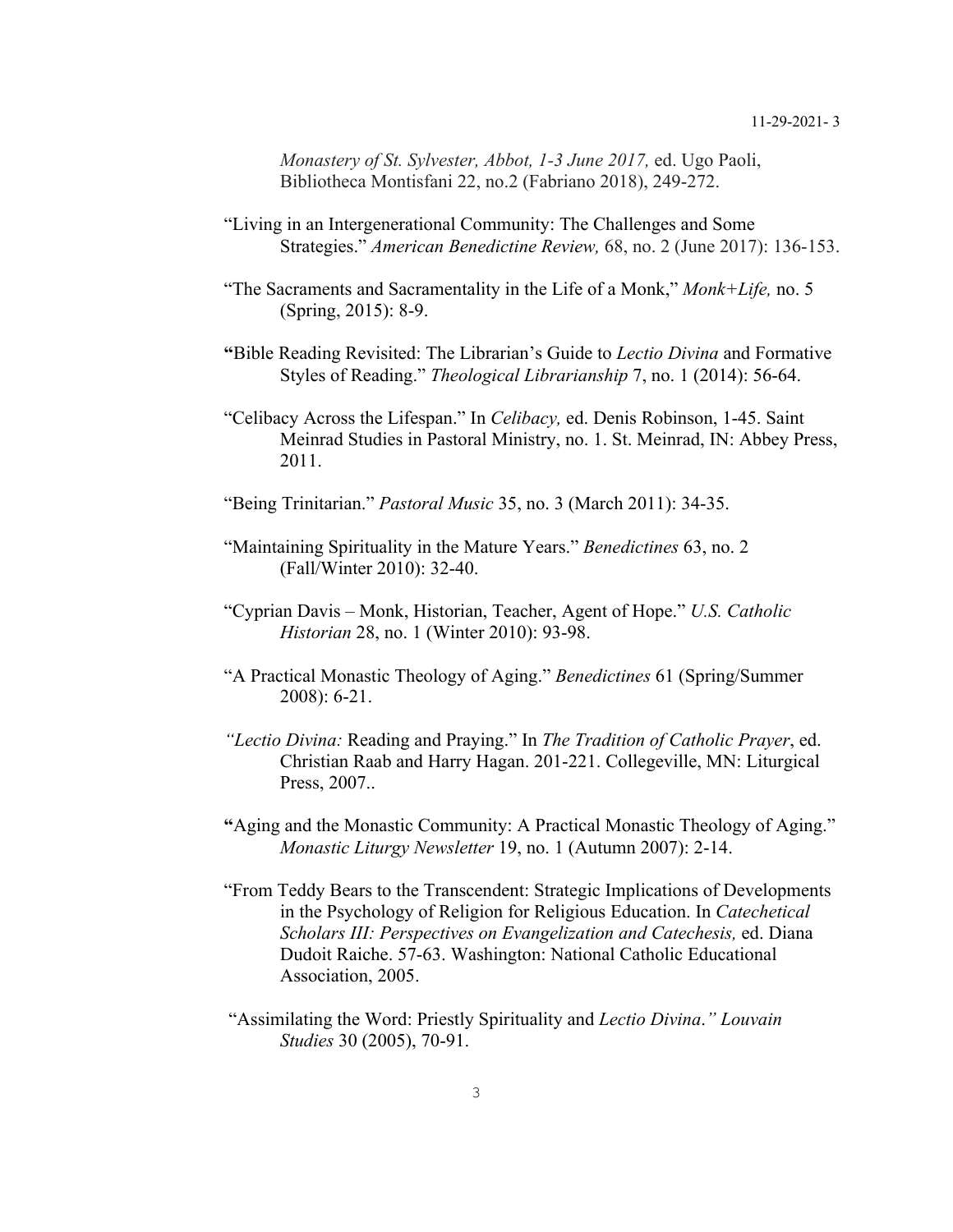*Monastery of St. Sylvester, Abbot, 1-3 June 2017,* ed. Ugo Paoli, Bibliotheca Montisfani 22, no.2 (Fabriano 2018), 249-272.

"Living in an Intergenerational Community: The Challenges and Some Strategies." *American Benedictine Review,* 68, no. 2 (June 2017): 136-153.

"The Sacraments and Sacramentality in the Life of a Monk," *Monk+Life,* no. 5 (Spring, 2015): 8-9.

**"**Bible Reading Revisited: The Librarian's Guide to *Lectio Divina* and Formative Styles of Reading." *Theological Librarianship* 7, no. 1 (2014): 56-64.

"Celibacy Across the Lifespan." In *Celibacy,* ed. Denis Robinson, 1-45. Saint Meinrad Studies in Pastoral Ministry, no. 1. St. Meinrad, IN: Abbey Press, 2011.

"Being Trinitarian." *Pastoral Music* 35, no. 3 (March 2011): 34-35.

"Maintaining Spirituality in the Mature Years." *Benedictines* 63, no. 2 (Fall/Winter 2010): 32-40.

"Cyprian Davis – Monk, Historian, Teacher, Agent of Hope." *U.S. Catholic Historian* 28, no. 1 (Winter 2010): 93-98.

"A Practical Monastic Theology of Aging." *Benedictines* 61 (Spring/Summer 2008): 6-21.

*"Lectio Divina:* Reading and Praying." In *The Tradition of Catholic Prayer*, ed. Christian Raab and Harry Hagan. 201-221. Collegeville, MN: Liturgical Press, 2007..

**"**Aging and the Monastic Community: A Practical Monastic Theology of Aging." *Monastic Liturgy Newsletter* 19, no. 1 (Autumn 2007): 2-14.

"From Teddy Bears to the Transcendent: Strategic Implications of Developments in the Psychology of Religion for Religious Education. In *Catechetical Scholars III: Perspectives on Evangelization and Catechesis,* ed. Diana Dudoit Raiche. 57-63. Washington: National Catholic Educational Association, 2005.

"Assimilating the Word: Priestly Spirituality and *Lectio Divina." Louvain Studies* 30 (2005), 70-91.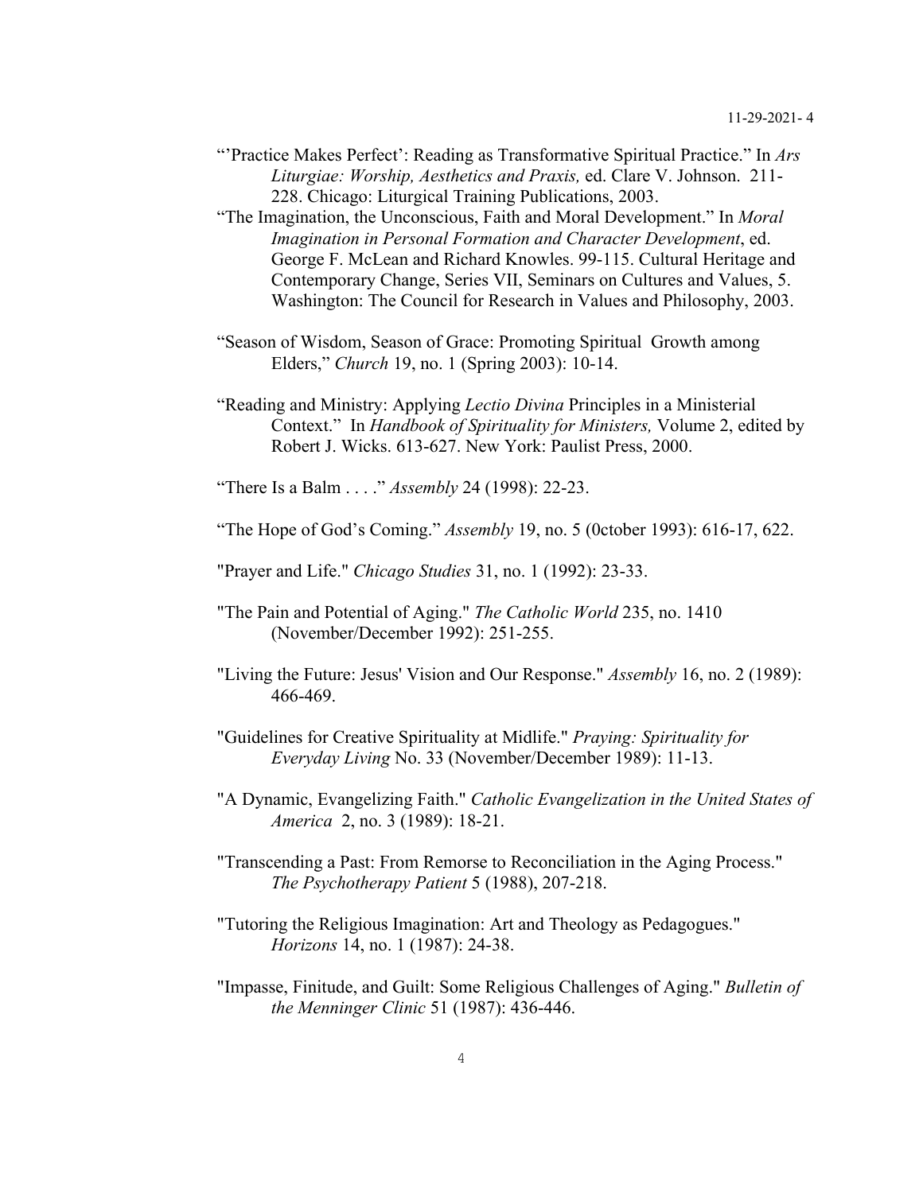"'Practice Makes Perfect': Reading as Transformative Spiritual Practice." In *Ars Liturgiae: Worship, Aesthetics and Praxis,* ed. Clare V. Johnson. 211-228. Chicago: Liturgical Training Publications, 2003.

"The Imagination, the Unconscious, Faith and Moral Development." In *Moral Imagination in Personal Formation and Character Development*, ed. George F. McLean and Richard Knowles. 99-115. Cultural Heritage and Contemporary Change, Series VII, Seminars on Cultures and Values, 5. Washington: The Council for Research in Values and Philosophy, 2003.

"Season of Wisdom, Season of Grace: Promoting Spiritual Growth among Elders," *Church* 19, no. 1 (Spring 2003): 10-14.

"Reading and Ministry: Applying *Lectio Divina* Principles in a Ministerial Context." In *Handbook of Spirituality for Ministers,* Volume 2, edited by Robert J. Wicks. 613-627. New York: Paulist Press, 2000.

"There Is a Balm . . . ." *Assembly* 24 (1998): 22-23.

"The Hope of God's Coming." *Assembly* 19, no. 5 (0ctober 1993): 616-17, 622.

"Prayer and Life." *Chicago Studies* 31, no. 1 (1992): 23-33.

"The Pain and Potential of Aging." *The Catholic World* 235, no. 1410 (November/December 1992): 251-255.

"Living the Future: Jesus' Vision and Our Response." *Assembly* 16, no. 2 (1989): 466-469.

"Guidelines for Creative Spirituality at Midlife." *Praying: Spirituality for Everyday Living* No. 33 (November/December 1989): 11-13.

"A Dynamic, Evangelizing Faith." *Catholic Evangelization in the United States of America* 2, no. 3 (1989): 18-21.

"Transcending a Past: From Remorse to Reconciliation in the Aging Process." *The Psychotherapy Patient* 5 (1988), 207-218.

"Tutoring the Religious Imagination: Art and Theology as Pedagogues." *Horizons* 14, no. 1 (1987): 24-38.

"Impasse, Finitude, and Guilt: Some Religious Challenges of Aging." *Bulletin of the Menninger Clinic* 51 (1987): 436-446.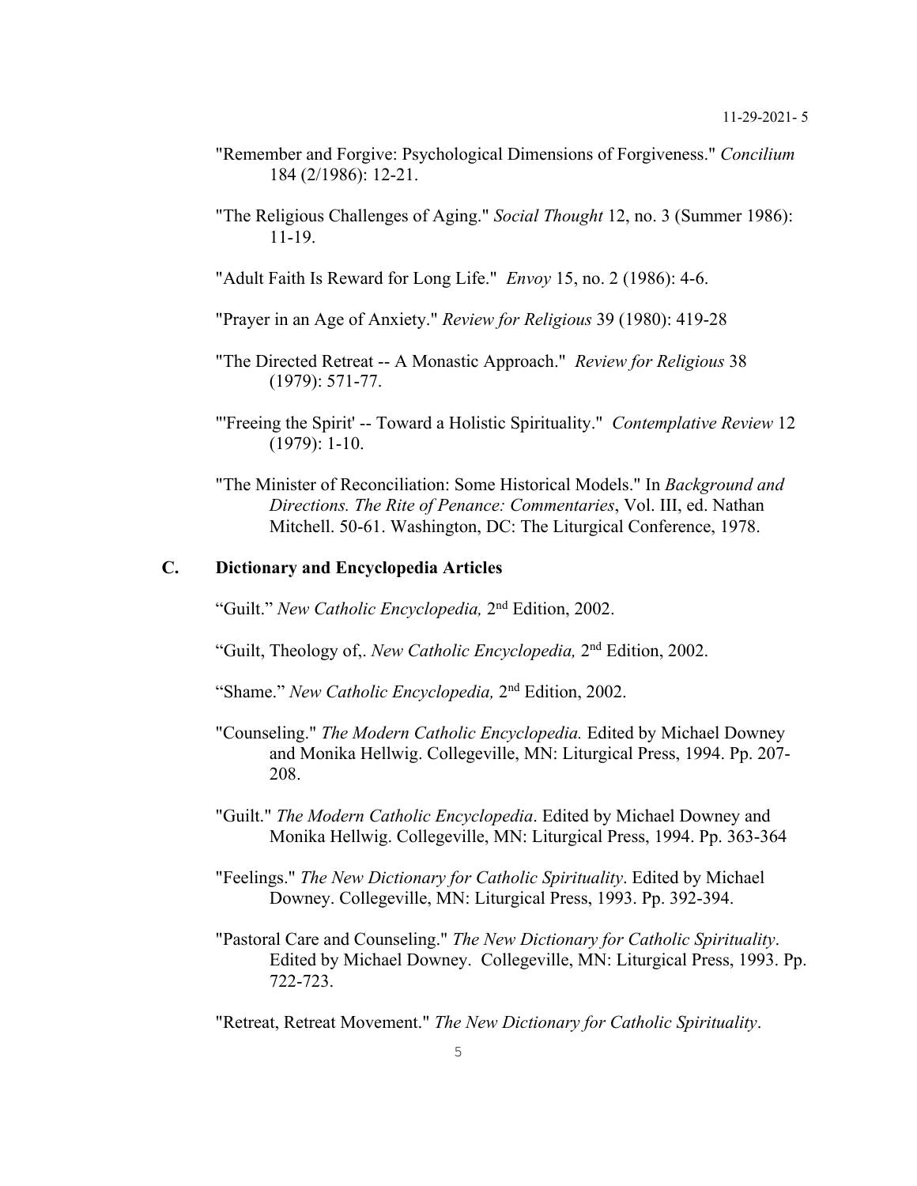"Remember and Forgive: Psychological Dimensions of Forgiveness." *Concilium* 184 (2/1986): 12-21.

"The Religious Challenges of Aging." *Social Thought* 12, no. 3 (Summer 1986): 11-19.

"Adult Faith Is Reward for Long Life." *Envoy* 15, no. 2 (1986): 4-6.

"Prayer in an Age of Anxiety." *Review for Religious* 39 (1980): 419-28

"The Directed Retreat -- A Monastic Approach." *Review for Religious* 38 (1979): 571-77.

"'Freeing the Spirit' -- Toward a Holistic Spirituality." *Contemplative Review* 12 (1979): 1-10.

"The Minister of Reconciliation: Some Historical Models." In *Background and Directions. The Rite of Penance: Commentaries*, Vol. III, ed. Nathan Mitchell. 50-61. Washington, DC: The Liturgical Conference, 1978.

## C. Dictionary and Encyclopedia Articles

"Guilt." *New Catholic Encyclopedia,* 2nd Edition, 2002.

"Guilt, Theology of,. *New Catholic Encyclopedia,* 2nd Edition, 2002.

"Shame." *New Catholic Encyclopedia,* 2nd Edition, 2002.

"Counseling." *The Modern Catholic Encyclopedia.* Edited by Michael Downey and Monika Hellwig. Collegeville, MN: Liturgical Press, 1994. Pp. 207-208.

"Guilt." *The Modern Catholic Encyclopedia*. Edited by Michael Downey and Monika Hellwig. Collegeville, MN: Liturgical Press, 1994. Pp. 363-364

"Feelings." *The New Dictionary for Catholic Spirituality*. Edited by Michael Downey. Collegeville, MN: Liturgical Press, 1993. Pp. 392-394.

"Pastoral Care and Counseling." *The New Dictionary for Catholic Spirituality*. Edited by Michael Downey. Collegeville, MN: Liturgical Press, 1993. Pp. 722-723.

"Retreat, Retreat Movement." *The New Dictionary for Catholic Spirituality*.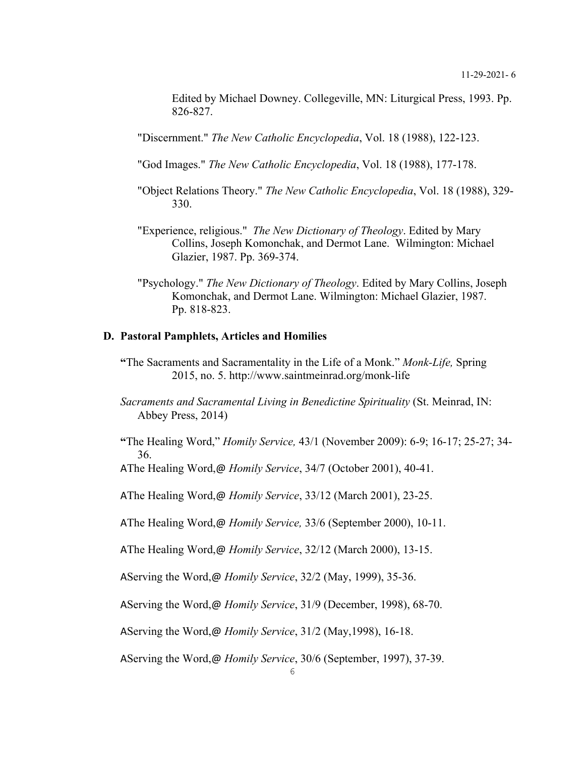Edited by Michael Downey. Collegeville, MN: Liturgical Press, 1993. Pp. 826-827.

"Discernment." *The New Catholic Encyclopedia*, Vol. 18 (1988), 122-123.

"God Images." *The New Catholic Encyclopedia*, Vol. 18 (1988), 177-178.

"Object Relations Theory." *The New Catholic Encyclopedia*, Vol. 18 (1988), 329-330.

"Experience, religious." *The New Dictionary of Theology*. Edited by Mary Collins, Joseph Komonchak, and Dermot Lane. Wilmington: Michael Glazier, 1987. Pp. 369-374.

"Psychology." *The New Dictionary of Theology*. Edited by Mary Collins, Joseph Komonchak, and Dermot Lane. Wilmington: Michael Glazier, 1987. Pp. 818-823.

## D. Pastoral Pamphlets, Articles and Homilies

**"**The Sacraments and Sacramentality in the Life of a Monk." *Monk-Life,* Spring 2015, no. 5. http://www.saintmeinrad.org/monk-life

*Sacraments and Sacramental Living in Benedictine Spirituality* (St. Meinrad, IN: Abbey Press, 2014)

**"**The Healing Word," *Homily Service,* 43/1 (November 2009): 6-9; 16-17; 25-27; 34-36.

AThe Healing Word,@ *Homily Service*, 34/7 (October 2001), 40-41.

AThe Healing Word,@ *Homily Service*, 33/12 (March 2001), 23-25.

AThe Healing Word,@ *Homily Service,* 33/6 (September 2000), 10-11.

AThe Healing Word,@ *Homily Service*, 32/12 (March 2000), 13-15.

AServing the Word,@ *Homily Service*, 32/2 (May, 1999), 35-36.

AServing the Word,@ *Homily Service*, 31/9 (December, 1998), 68-70.

AServing the Word,@ *Homily Service*, 31/2 (May,1998), 16-18.

AServing the Word,@ *Homily Service*, 30/6 (September, 1997), 37-39.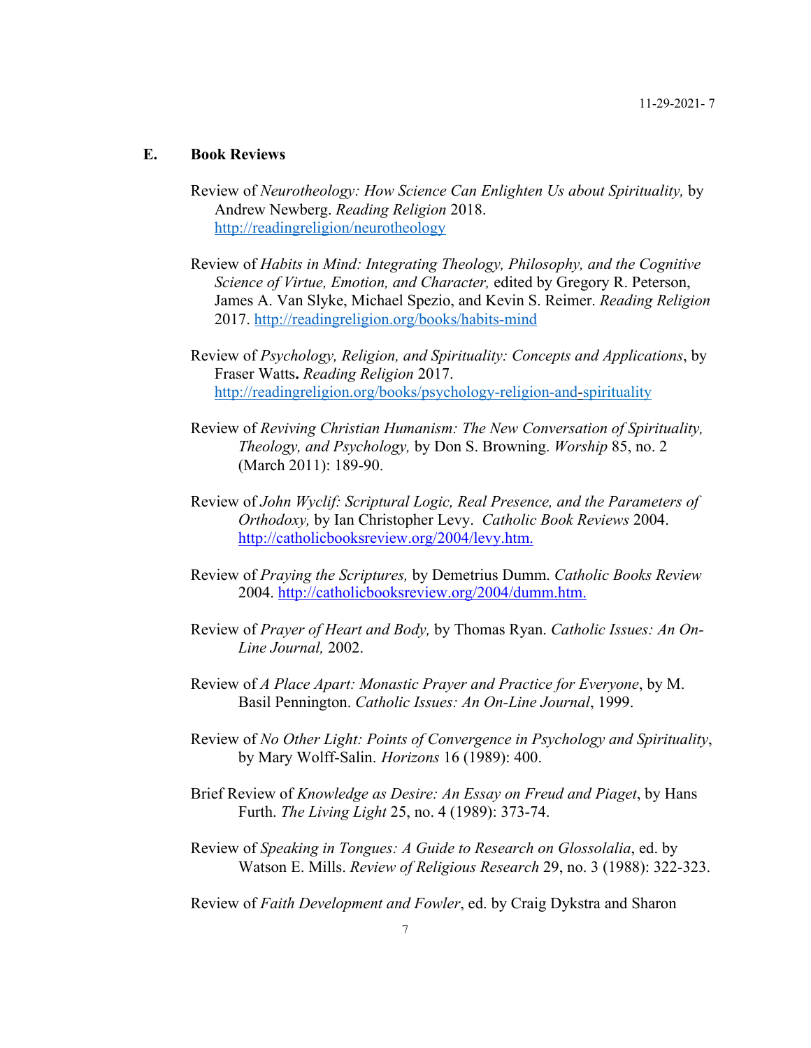## E. Book Reviews

Review of *Neurotheology: How Science Can Enlighten Us about Spirituality,* by Andrew Newberg. *Reading Religion* 2018. http://readingreligion/neurotheology

Review of *Habits in Mind: Integrating Theology, Philosophy, and the Cognitive Science of Virtue, Emotion, and Character,* edited by Gregory R. Peterson, James A. Van Slyke, Michael Spezio, and Kevin S. Reimer. *Reading Religion* 2017. http://readingreligion.org/books/habits-mind

Review of *Psychology, Religion, and Spirituality: Concepts and Applications*, by Fraser Watts**.** *Reading Religion* 2017. http://readingreligion.org/books/psychology-religion-and-spirituality

Review of *Reviving Christian Humanism: The New Conversation of Spirituality, Theology, and Psychology,* by Don S. Browning. *Worship* 85, no. 2 (March 2011): 189-90.

Review of *John Wyclif: Scriptural Logic, Real Presence, and the Parameters of Orthodoxy,* by Ian Christopher Levy. *Catholic Book Reviews* 2004. http://catholicbooksreview.org/2004/levy.htm.

Review of *Praying the Scriptures,* by Demetrius Dumm. *Catholic Books Review* 2004. http://catholicbooksreview.org/2004/dumm.htm.

Review of *Prayer of Heart and Body,* by Thomas Ryan. *Catholic Issues: An On-Line Journal,* 2002.

Review of *A Place Apart: Monastic Prayer and Practice for Everyone*, by M. Basil Pennington. *Catholic Issues: An On-Line Journal*, 1999.

Review of *No Other Light: Points of Convergence in Psychology and Spirituality*, by Mary Wolff-Salin. *Horizons* 16 (1989): 400.

Brief Review of *Knowledge as Desire: An Essay on Freud and Piaget*, by Hans Furth. *The Living Light* 25, no. 4 (1989): 373-74.

Review of *Speaking in Tongues: A Guide to Research on Glossolalia*, ed. by Watson E. Mills. *Review of Religious Research* 29, no. 3 (1988): 322-323.

Review of *Faith Development and Fowler*, ed. by Craig Dykstra and Sharon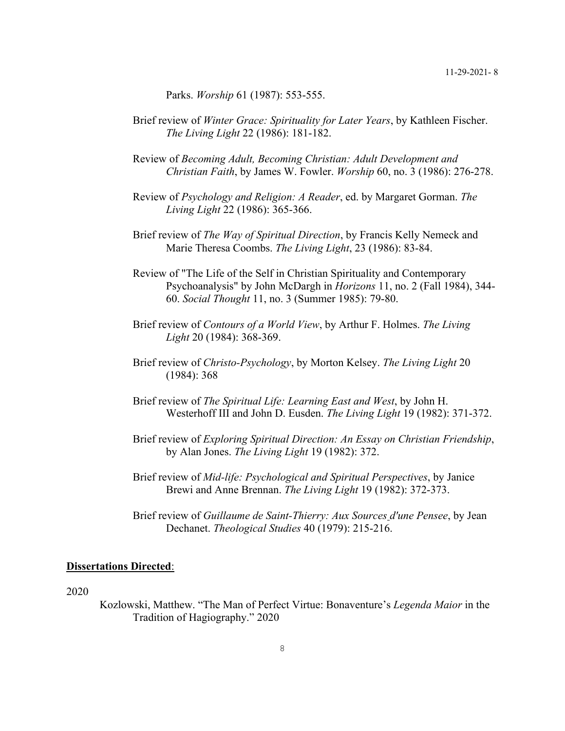Parks. *Worship* 61 (1987): 553-555.

Brief review of *Winter Grace: Spirituality for Later Years*, by Kathleen Fischer. *The Living Light* 22 (1986): 181-182.

Review of *Becoming Adult, Becoming Christian: Adult Development and Christian Faith*, by James W. Fowler. *Worship* 60, no. 3 (1986): 276-278.

Review of *Psychology and Religion: A Reader*, ed. by Margaret Gorman. *The Living Light* 22 (1986): 365-366.

Brief review of *The Way of Spiritual Direction*, by Francis Kelly Nemeck and Marie Theresa Coombs. *The Living Light*, 23 (1986): 83-84.

Review of "The Life of the Self in Christian Spirituality and Contemporary Psychoanalysis" by John McDargh in *Horizons* 11, no. 2 (Fall 1984), 344-60. *Social Thought* 11, no. 3 (Summer 1985): 79-80.

Brief review of *Contours of a World View*, by Arthur F. Holmes. *The Living Light* 20 (1984): 368-369.

Brief review of *Christo-Psychology*, by Morton Kelsey. *The Living Light* 20 (1984): 368

Brief review of *The Spiritual Life: Learning East and West*, by John H. Westerhoff III and John D. Eusden. *The Living Light* 19 (1982): 371-372.

Brief review of *Exploring Spiritual Direction: An Essay on Christian Friendship*, by Alan Jones. *The Living Light* 19 (1982): 372.

Brief review of *Mid-life: Psychological and Spiritual Perspectives*, by Janice Brewi and Anne Brennan. *The Living Light* 19 (1982): 372-373.

Brief review of *Guillaume de Saint-Thierry: Aux Sources d'une Pensee*, by Jean Dechanet. *Theological Studies* 40 (1979): 215-216.

**Dissertations Directed**:

2020

Kozlowski, Matthew. "The Man of Perfect Virtue: Bonaventure's *Legenda Maior* in the Tradition of Hagiography." 2020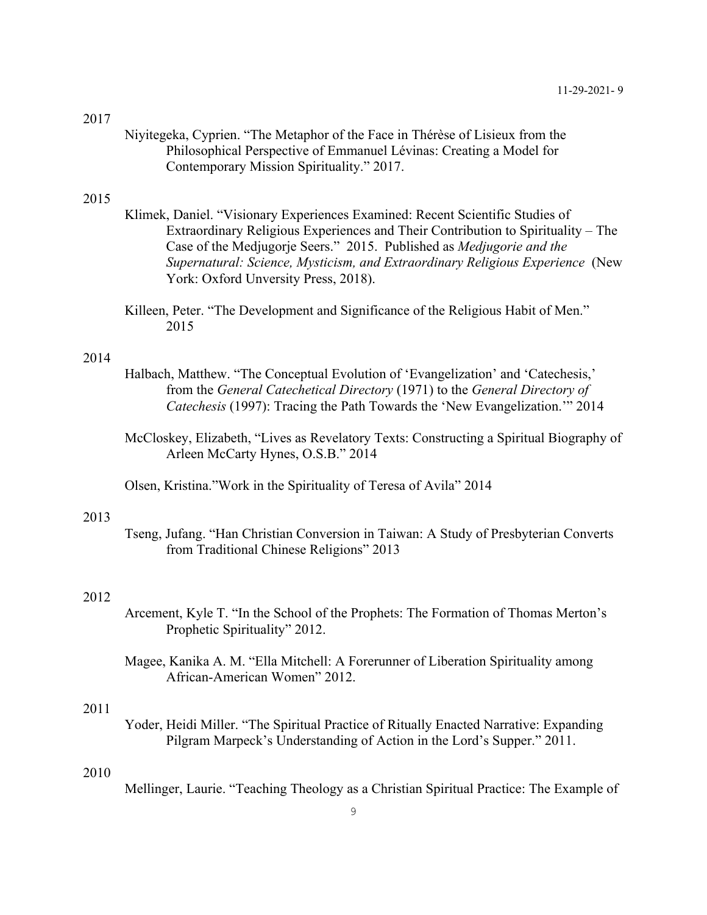2017

Niyitegeka, Cyprien. “The Metaphor of the Face in Thérèse of Lisieux from the Philosophical Perspective of Emmanuel Lévinas: Creating a Model for Contemporary Mission Spirituality.” 2017.

2015

Klimek, Daniel. “Visionary Experiences Examined: Recent Scientific Studies of Extraordinary Religious Experiences and Their Contribution to Spirituality – The Case of the Medjugorje Seers.” 2015. Published as *Medjugorie and the Supernatural: Science, Mysticism, and Extraordinary Religious Experience* (New York: Oxford Unversity Press, 2018).

Killeen, Peter. “The Development and Significance of the Religious Habit of Men.” 2015

2014

Halbach, Matthew. “The Conceptual Evolution of ‘Evangelization’ and ‘Catechesis,’ from the *General Catechetical Directory* (1971) to the *General Directory of Catechesis* (1997): Tracing the Path Towards the ‘New Evangelization.’” 2014

McCloskey, Elizabeth, “Lives as Revelatory Texts: Constructing a Spiritual Biography of Arleen McCarty Hynes, O.S.B.” 2014

Olsen, Kristina.”Work in the Spirituality of Teresa of Avila” 2014

2013

Tseng, Jufang. “Han Christian Conversion in Taiwan: A Study of Presbyterian Converts from Traditional Chinese Religions” 2013

2012

Arcement, Kyle T. “In the School of the Prophets: The Formation of Thomas Merton’s Prophetic Spirituality” 2012.

Magee, Kanika A. M. “Ella Mitchell: A Forerunner of Liberation Spirituality among African-American Women” 2012.

2011

Yoder, Heidi Miller. “The Spiritual Practice of Ritually Enacted Narrative: Expanding Pilgram Marpeck’s Understanding of Action in the Lord’s Supper.” 2011.

2010

Mellinger, Laurie. “Teaching Theology as a Christian Spiritual Practice: The Example of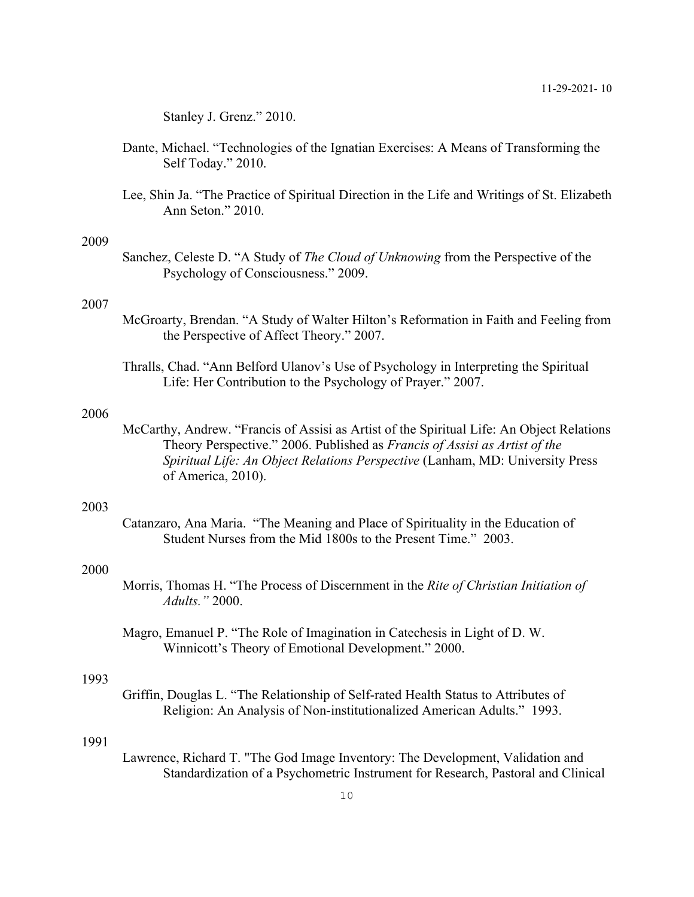Stanley J. Grenz." 2010.

Dante, Michael. "Technologies of the Ignatian Exercises: A Means of Transforming the Self Today." 2010.

Lee, Shin Ja. "The Practice of Spiritual Direction in the Life and Writings of St. Elizabeth Ann Seton." 2010.

2009

Sanchez, Celeste D. "A Study of *The Cloud of Unknowing* from the Perspective of the Psychology of Consciousness." 2009.

2007

McGroarty, Brendan. "A Study of Walter Hilton's Reformation in Faith and Feeling from the Perspective of Affect Theory." 2007.

Thralls, Chad. "Ann Belford Ulanov's Use of Psychology in Interpreting the Spiritual Life: Her Contribution to the Psychology of Prayer." 2007.

2006

McCarthy, Andrew. "Francis of Assisi as Artist of the Spiritual Life: An Object Relations Theory Perspective." 2006. Published as *Francis of Assisi as Artist of the Spiritual Life: An Object Relations Perspective* (Lanham, MD: University Press of America, 2010).

2003

Catanzaro, Ana Maria. "The Meaning and Place of Spirituality in the Education of Student Nurses from the Mid 1800s to the Present Time." 2003.

2000

Morris, Thomas H. "The Process of Discernment in the *Rite of Christian Initiation of Adults."* 2000.

Magro, Emanuel P. "The Role of Imagination in Catechesis in Light of D. W. Winnicott's Theory of Emotional Development." 2000.

1993

Griffin, Douglas L. "The Relationship of Self-rated Health Status to Attributes of Religion: An Analysis of Non-institutionalized American Adults." 1993.

1991

Lawrence, Richard T. "The God Image Inventory: The Development, Validation and Standardization of a Psychometric Instrument for Research, Pastoral and Clinical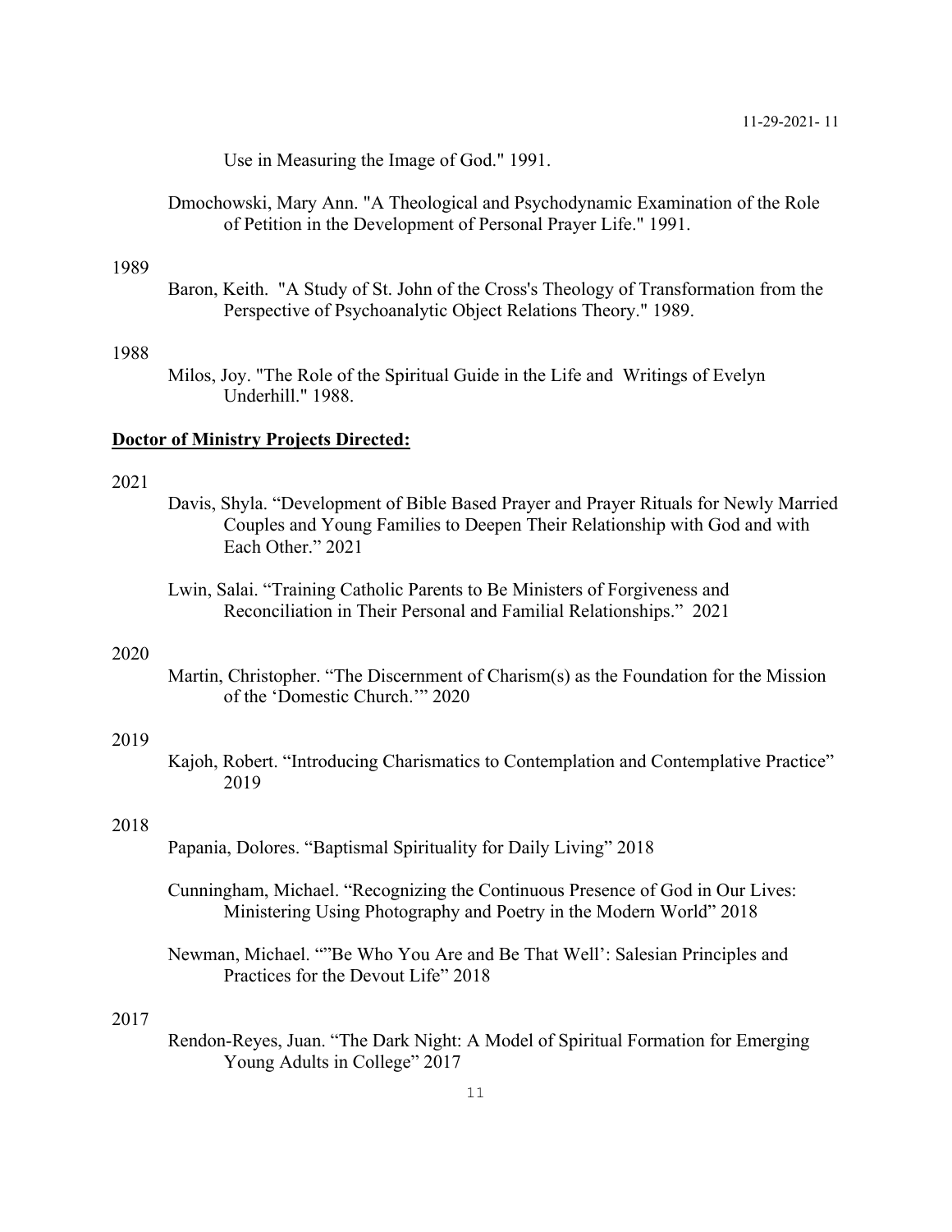Use in Measuring the Image of God." 1991.

Dmochowski, Mary Ann. "A Theological and Psychodynamic Examination of the Role of Petition in the Development of Personal Prayer Life." 1991.

1989

Baron, Keith. "A Study of St. John of the Cross's Theology of Transformation from the Perspective of Psychoanalytic Object Relations Theory." 1989.

1988

Milos, Joy. "The Role of the Spiritual Guide in the Life and Writings of Evelyn Underhill." 1988.

**Doctor of Ministry Projects Directed:**

2021

Davis, Shyla. "Development of Bible Based Prayer and Prayer Rituals for Newly Married Couples and Young Families to Deepen Their Relationship with God and with Each Other." 2021

Lwin, Salai. "Training Catholic Parents to Be Ministers of Forgiveness and Reconciliation in Their Personal and Familial Relationships." 2021

2020

Martin, Christopher. "The Discernment of Charism(s) as the Foundation for the Mission of the 'Domestic Church.'" 2020

2019

Kajoh, Robert. "Introducing Charismatics to Contemplation and Contemplative Practice" 2019

2018

Papania, Dolores. "Baptismal Spirituality for Daily Living" 2018

Cunningham, Michael. "Recognizing the Continuous Presence of God in Our Lives: Ministering Using Photography and Poetry in the Modern World" 2018

Newman, Michael. ""Be Who You Are and Be That Well': Salesian Principles and Practices for the Devout Life" 2018

2017

Rendon-Reyes, Juan. "The Dark Night: A Model of Spiritual Formation for Emerging Young Adults in College" 2017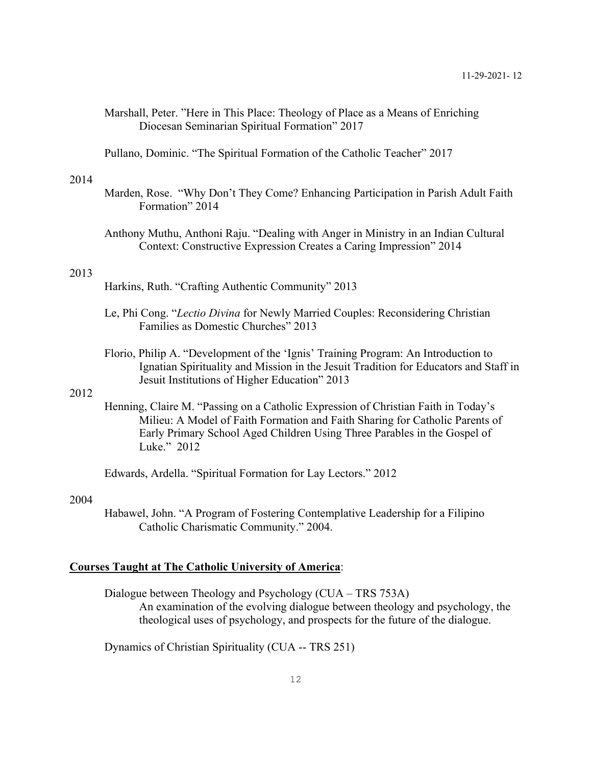Marshall, Peter. "Here in This Place: Theology of Place as a Means of Enriching Diocesan Seminarian Spiritual Formation" 2017

Pullano, Dominic. "The Spiritual Formation of the Catholic Teacher" 2017

2014

Marden, Rose. "Why Don't They Come? Enhancing Participation in Parish Adult Faith Formation" 2014

Anthony Muthu, Anthoni Raju. "Dealing with Anger in Ministry in an Indian Cultural Context: Constructive Expression Creates a Caring Impression" 2014

2013

Harkins, Ruth. "Crafting Authentic Community" 2013

Le, Phi Cong. "*Lectio Divina* for Newly Married Couples: Reconsidering Christian Families as Domestic Churches" 2013

Florio, Philip A. "Development of the 'Ignis' Training Program: An Introduction to Ignatian Spirituality and Mission in the Jesuit Tradition for Educators and Staff in Jesuit Institutions of Higher Education" 2013

2012

Henning, Claire M. "Passing on a Catholic Expression of Christian Faith in Today's Milieu: A Model of Faith Formation and Faith Sharing for Catholic Parents of Early Primary School Aged Children Using Three Parables in the Gospel of Luke." 2012

Edwards, Ardella. "Spiritual Formation for Lay Lectors." 2012

2004

Habawel, John. "A Program of Fostering Contemplative Leadership for a Filipino Catholic Charismatic Community." 2004.

**Courses Taught at The Catholic University of America**:

Dialogue between Theology and Psychology (CUA – TRS 753A)
An examination of the evolving dialogue between theology and psychology, the theological uses of psychology, and prospects for the future of the dialogue.

Dynamics of Christian Spirituality (CUA -- TRS 251)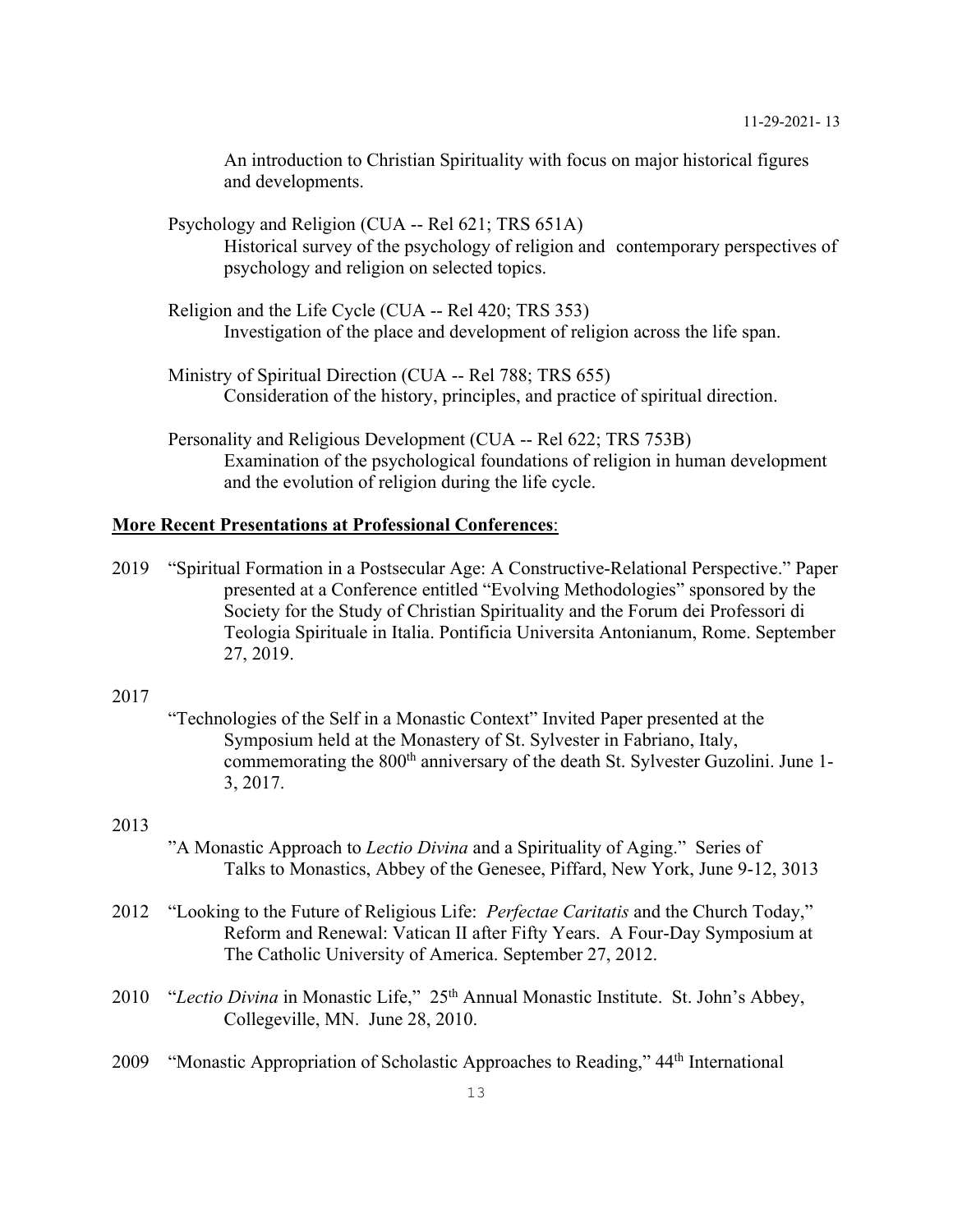An introduction to Christian Spirituality with focus on major historical figures and developments.

Psychology and Religion (CUA -- Rel 621; TRS 651A)
Historical survey of the psychology of religion and contemporary perspectives of psychology and religion on selected topics.

Religion and the Life Cycle (CUA -- Rel 420; TRS 353)
Investigation of the place and development of religion across the life span.

Ministry of Spiritual Direction (CUA -- Rel 788; TRS 655)
Consideration of the history, principles, and practice of spiritual direction.

Personality and Religious Development (CUA -- Rel 622; TRS 753B)
Examination of the psychological foundations of religion in human development and the evolution of religion during the life cycle.

**More Recent Presentations at Professional Conferences**:

2019 "Spiritual Formation in a Postsecular Age: A Constructive-Relational Perspective." Paper presented at a Conference entitled "Evolving Methodologies" sponsored by the Society for the Study of Christian Spirituality and the Forum dei Professori di Teologia Spirituale in Italia. Pontificia Universita Antonianum, Rome. September 27, 2019.

2017
"Technologies of the Self in a Monastic Context" Invited Paper presented at the Symposium held at the Monastery of St. Sylvester in Fabriano, Italy, commemorating the 800th anniversary of the death St. Sylvester Guzolini. June 1-3, 2017.

2013
"A Monastic Approach to *Lectio Divina* and a Spirituality of Aging." Series of Talks to Monastics, Abbey of the Genesee, Piffard, New York, June 9-12, 3013

2012 "Looking to the Future of Religious Life: *Perfectae Caritatis* and the Church Today," Reform and Renewal: Vatican II after Fifty Years. A Four-Day Symposium at The Catholic University of America. September 27, 2012.

2010 "*Lectio Divina* in Monastic Life," 25th Annual Monastic Institute. St. John's Abbey, Collegeville, MN. June 28, 2010.

2009 "Monastic Appropriation of Scholastic Approaches to Reading," 44th International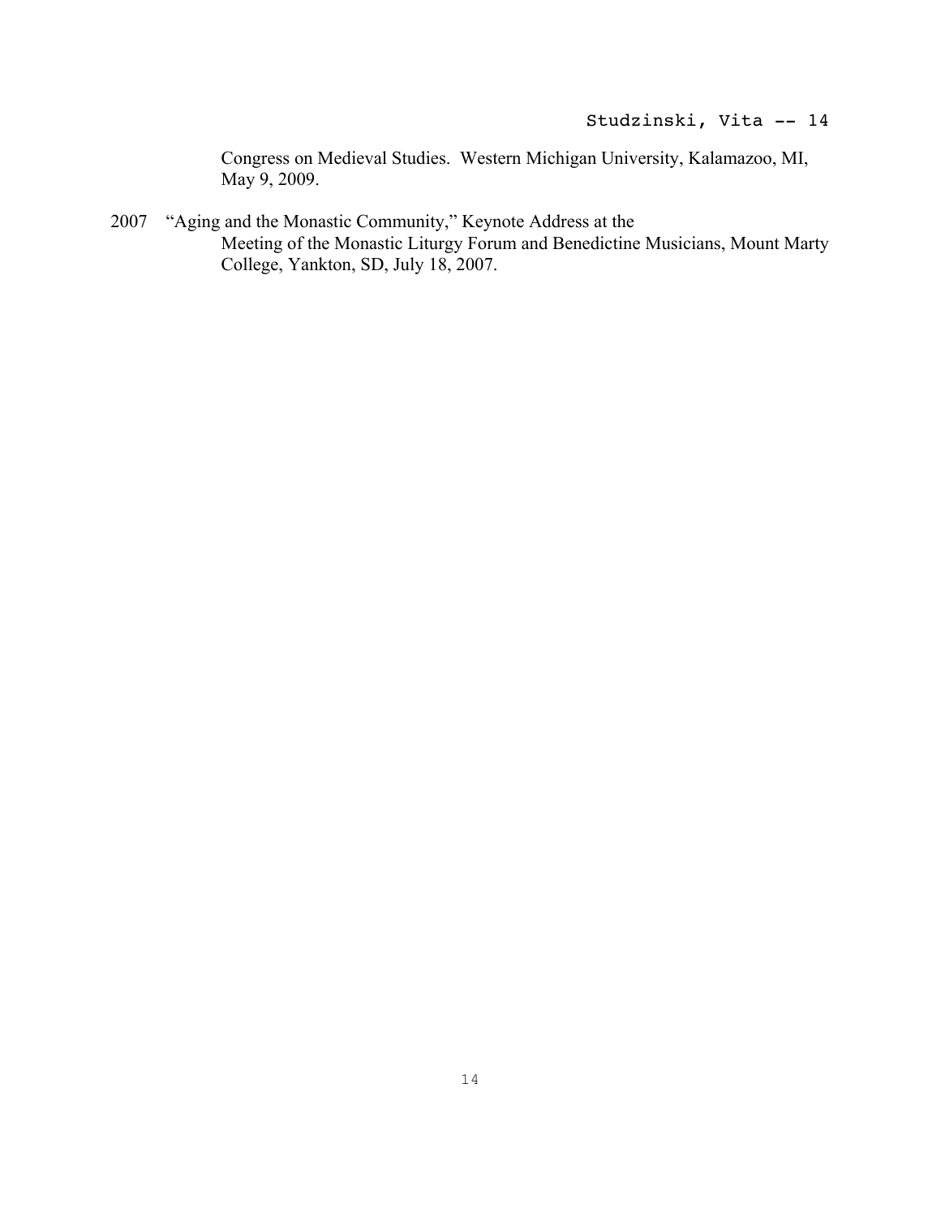Congress on Medieval Studies. Western Michigan University, Kalamazoo, MI, May 9, 2009.

2007 "Aging and the Monastic Community," Keynote Address at the Meeting of the Monastic Liturgy Forum and Benedictine Musicians, Mount Marty College, Yankton, SD, July 18, 2007.